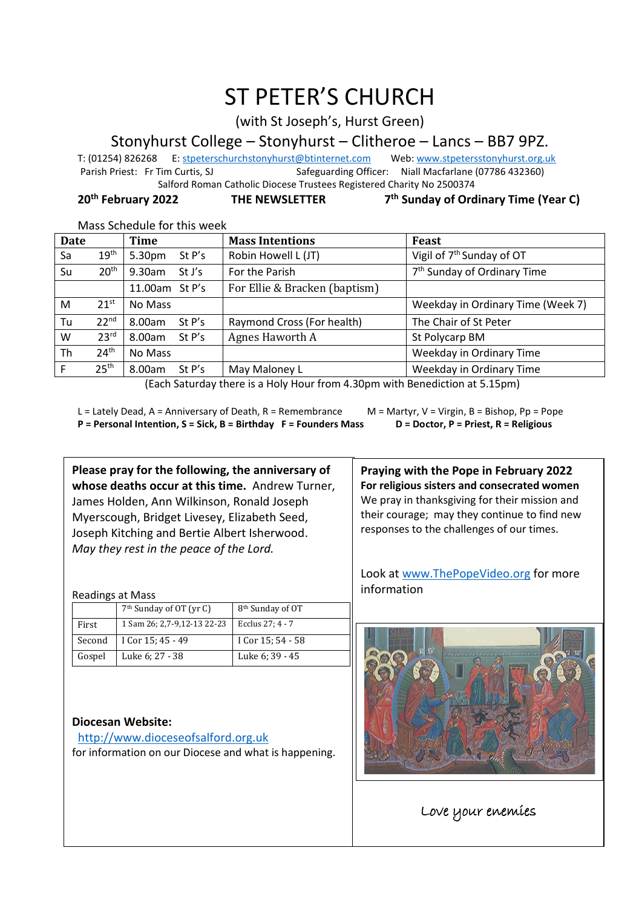# ST PETER'S CHURCH

(with St Joseph's, Hurst Green)

## Stonyhurst College – Stonyhurst – Clitheroe – Lancs – BB7 9PZ.

T: (01254) 826268 E: stpeterschurchstonyhurst@btinternet.com Web: www.stpetersstonyhurst.org.uk

Parish Priest: Fr Tim Curtis, SJ Safeguarding Officer: Niall Macfarlane (07786 432360)

Salford Roman Catholic Diocese Trustees Registered Charity No 2500374

**20th February 2022** **THE NEWSLETTER** **7th Sunday of Ordinary Time (Year C)**

Mass Schedule for this week

| Date | | Time | Mass Intentions | Feast |
|---|---|---|---|---|
| Sa | 19th | 5.30pm St P's | Robin Howell L (JT) | Vigil of 7th Sunday of OT |
| Su | 20th | 9.30am St J's | For the Parish | 7th Sunday of Ordinary Time |
| | | 11.00am St P's | For Ellie & Bracken (baptism) | |
| M | 21st | No Mass | | Weekday in Ordinary Time (Week 7) |
| Tu | 22nd | 8.00am St P's | Raymond Cross (For health) | The Chair of St Peter |
| W | 23rd | 8.00am St P's | Agnes Haworth A | St Polycarp BM |
| Th | 24th | No Mass | | Weekday in Ordinary Time |
| F | 25th | 8.00am St P's | May Maloney L | Weekday in Ordinary Time |

(Each Saturday there is a Holy Hour from 4.30pm with Benediction at 5.15pm)

L = Lately Dead, A = Anniversary of Death, R = Remembrance M = Martyr, V = Virgin, B = Bishop, Pp = Pope
**P = Personal Intention, S = Sick, B = Birthday F = Founders Mass D = Doctor, P = Priest, R = Religious**

**Please pray for the following, the anniversary of whose deaths occur at this time.** Andrew Turner, James Holden, Ann Wilkinson, Ronald Joseph Myerscough, Bridget Livesey, Elizabeth Seed, Joseph Kitching and Bertie Albert Isherwood.
*May they rest in the peace of the Lord.*

Readings at Mass

| | 7th Sunday of OT (yr C) | 8th Sunday of OT |
|---|---|---|
| First | 1 Sam 26; 2,7-9,12-13 22-23 | Ecclus 27; 4 - 7 |
| Second | I Cor 15; 45 - 49 | I Cor 15; 54 - 58 |
| Gospel | Luke 6; 27 - 38 | Luke 6; 39 - 45 |

**Diocesan Website:**
http://www.dioceseofsalford.org.uk
for information on our Diocese and what is happening.

**Praying with the Pope in February 2022**
**For religious sisters and consecrated women**
We pray in thanksgiving for their mission and their courage; may they continue to find new responses to the challenges of our times.

Look at www.ThePopeVideo.org for more information

*Love your enemies*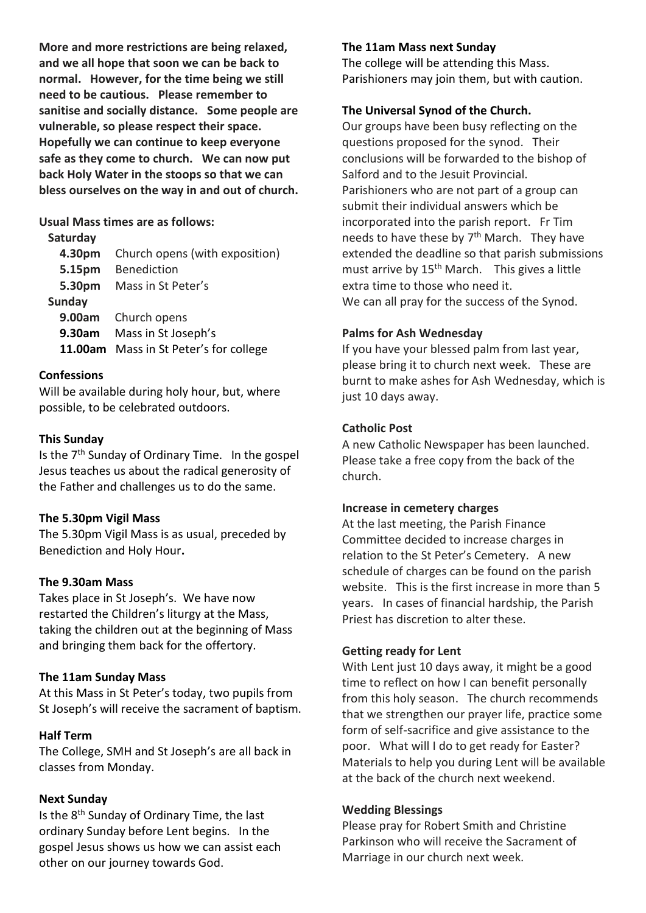**More and more restrictions are being relaxed, and we all hope that soon we can be back to normal. However, for the time being we still need to be cautious. Please remember to sanitise and socially distance. Some people are vulnerable, so please respect their space. Hopefully we can continue to keep everyone safe as they come to church. We can now put back Holy Water in the stoops so that we can bless ourselves on the way in and out of church.**

**Usual Mass times are as follows:**

**Saturday**

**4.30pm** Church opens (with exposition)
**5.15pm** Benediction
**5.30pm** Mass in St Peter's

**Sunday**

**9.00am** Church opens
**9.30am** Mass in St Joseph's
**11.00am** Mass in St Peter's for college

**Confessions**

Will be available during holy hour, but, where possible, to be celebrated outdoors.

**This Sunday**

Is the 7th Sunday of Ordinary Time. In the gospel Jesus teaches us about the radical generosity of the Father and challenges us to do the same.

**The 5.30pm Vigil Mass**

The 5.30pm Vigil Mass is as usual, preceded by Benediction and Holy Hour**.**

**The 9.30am Mass**

Takes place in St Joseph's. We have now restarted the Children's liturgy at the Mass, taking the children out at the beginning of Mass and bringing them back for the offertory.

**The 11am Sunday Mass**

At this Mass in St Peter's today, two pupils from St Joseph's will receive the sacrament of baptism.

**Half Term**

The College, SMH and St Joseph's are all back in classes from Monday.

**Next Sunday**

Is the 8th Sunday of Ordinary Time, the last ordinary Sunday before Lent begins. In the gospel Jesus shows us how we can assist each other on our journey towards God.

**The 11am Mass next Sunday**

The college will be attending this Mass. Parishioners may join them, but with caution.

**The Universal Synod of the Church.**

Our groups have been busy reflecting on the questions proposed for the synod. Their conclusions will be forwarded to the bishop of Salford and to the Jesuit Provincial. Parishioners who are not part of a group can submit their individual answers which be incorporated into the parish report. Fr Tim needs to have these by 7th March. They have extended the deadline so that parish submissions must arrive by 15th March. This gives a little extra time to those who need it.
We can all pray for the success of the Synod.

**Palms for Ash Wednesday**

If you have your blessed palm from last year, please bring it to church next week. These are burnt to make ashes for Ash Wednesday, which is just 10 days away.

**Catholic Post**

A new Catholic Newspaper has been launched. Please take a free copy from the back of the church.

**Increase in cemetery charges**

At the last meeting, the Parish Finance Committee decided to increase charges in relation to the St Peter's Cemetery. A new schedule of charges can be found on the parish website. This is the first increase in more than 5 years. In cases of financial hardship, the Parish Priest has discretion to alter these.

**Getting ready for Lent**

With Lent just 10 days away, it might be a good time to reflect on how I can benefit personally from this holy season. The church recommends that we strengthen our prayer life, practice some form of self-sacrifice and give assistance to the poor. What will I do to get ready for Easter? Materials to help you during Lent will be available at the back of the church next weekend.

**Wedding Blessings**

Please pray for Robert Smith and Christine Parkinson who will receive the Sacrament of Marriage in our church next week.